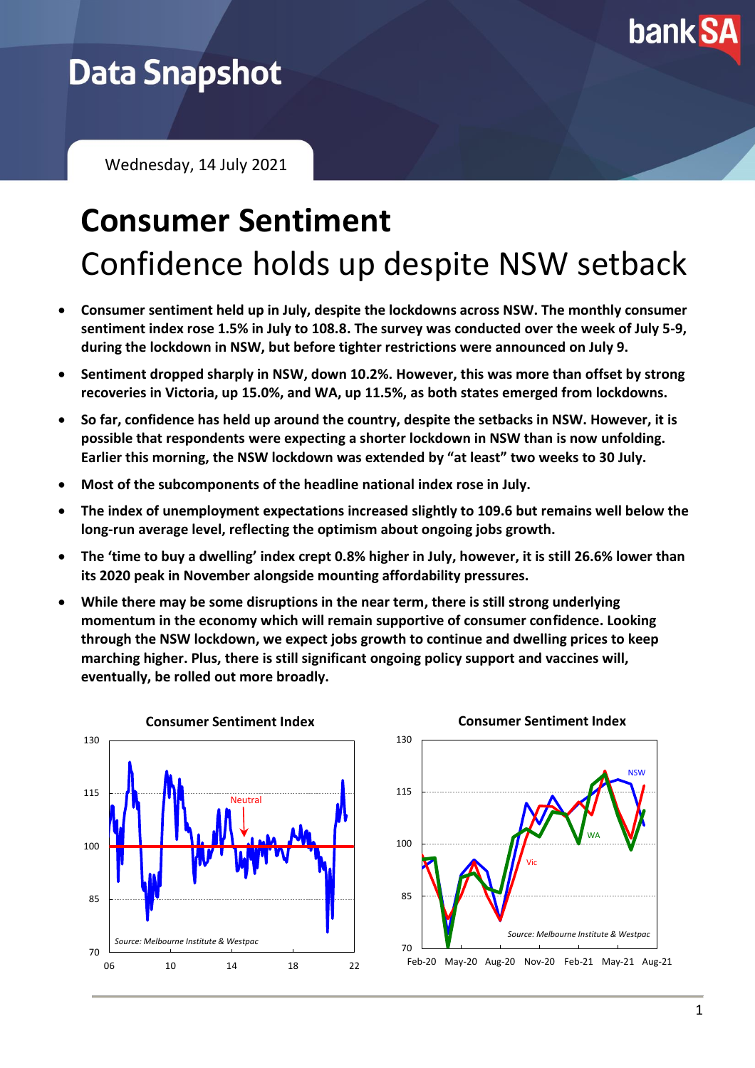# Data Snapshot

Wednesday, 14 July 2021

# Consumer Sentiment

## Confidence holds up despite NSW setback

- **Consumer sentiment held up in July, despite the lockdowns across NSW. The monthly consumer sentiment index rose 1.5% in July to 108.8. The survey was conducted over the week of July 5-9, during the lockdown in NSW, but before tighter restrictions were announced on July 9.**
- **Sentiment dropped sharply in NSW, down 10.2%. However, this was more than offset by strong recoveries in Victoria, up 15.0%, and WA, up 11.5%, as both states emerged from lockdowns.**
- **So far, confidence has held up around the country, despite the setbacks in NSW. However, it is possible that respondents were expecting a shorter lockdown in NSW than is now unfolding. Earlier this morning, the NSW lockdown was extended by "at least" two weeks to 30 July.**
- **Most of the subcomponents of the headline national index rose in July.**
- **The index of unemployment expectations increased slightly to 109.6 but remains well below the long-run average level, reflecting the optimism about ongoing jobs growth.**
- **The 'time to buy a dwelling' index crept 0.8% higher in July, however, it is still 26.6% lower than its 2020 peak in November alongside mounting affordability pressures.**
- **While there may be some disruptions in the near term, there is still strong underlying momentum in the economy which will remain supportive of consumer confidence. Looking through the NSW lockdown, we expect jobs growth to continue and dwelling prices to keep marching higher. Plus, there is still significant ongoing policy support and vaccines will, eventually, be rolled out more broadly.**

**Consumer Sentiment Index**

Source: Melbourne Institute & Westpac

**Consumer Sentiment Index**

Source: Melbourne Institute & Westpac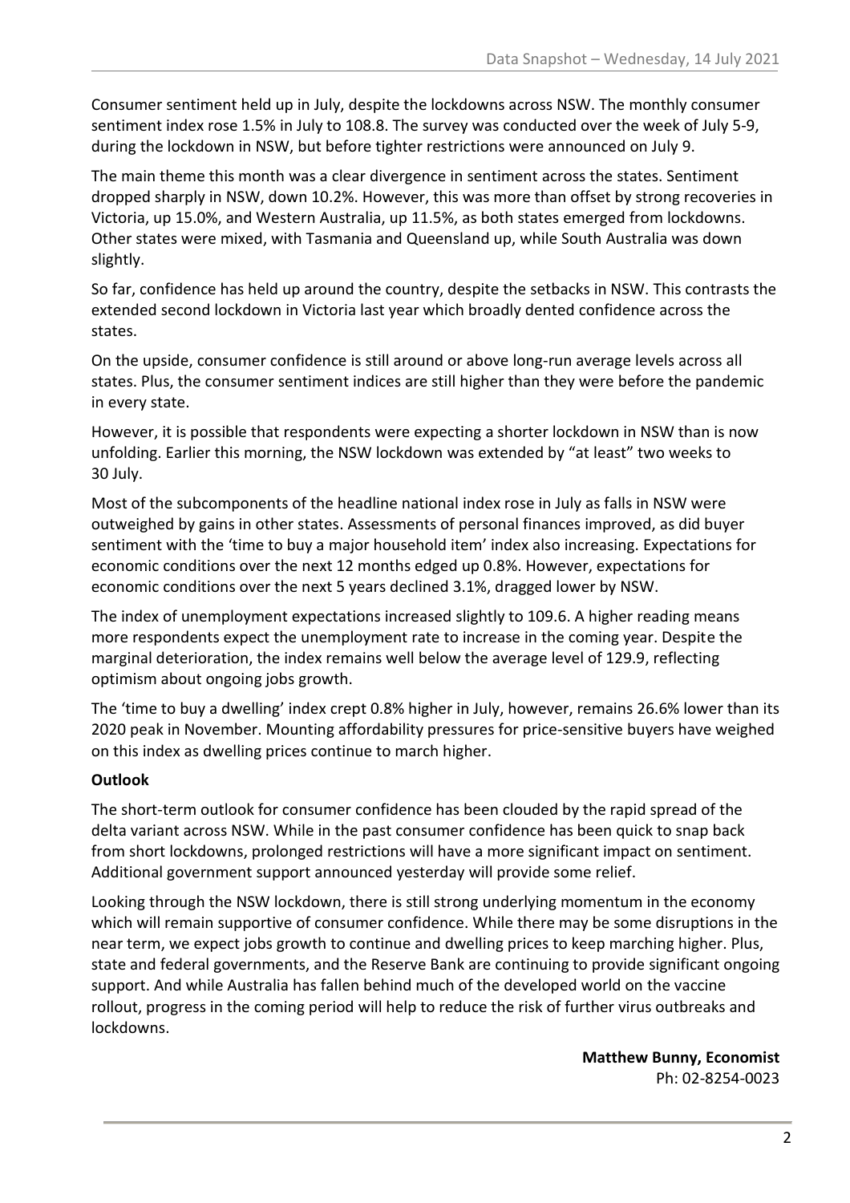Consumer sentiment held up in July, despite the lockdowns across NSW. The monthly consumer sentiment index rose 1.5% in July to 108.8. The survey was conducted over the week of July 5-9, during the lockdown in NSW, but before tighter restrictions were announced on July 9.

The main theme this month was a clear divergence in sentiment across the states. Sentiment dropped sharply in NSW, down 10.2%. However, this was more than offset by strong recoveries in Victoria, up 15.0%, and Western Australia, up 11.5%, as both states emerged from lockdowns. Other states were mixed, with Tasmania and Queensland up, while South Australia was down slightly.

So far, confidence has held up around the country, despite the setbacks in NSW. This contrasts the extended second lockdown in Victoria last year which broadly dented confidence across the states.

On the upside, consumer confidence is still around or above long-run average levels across all states. Plus, the consumer sentiment indices are still higher than they were before the pandemic in every state.

However, it is possible that respondents were expecting a shorter lockdown in NSW than is now unfolding. Earlier this morning, the NSW lockdown was extended by "at least" two weeks to 30 July.

Most of the subcomponents of the headline national index rose in July as falls in NSW were outweighed by gains in other states. Assessments of personal finances improved, as did buyer sentiment with the 'time to buy a major household item' index also increasing. Expectations for economic conditions over the next 12 months edged up 0.8%. However, expectations for economic conditions over the next 5 years declined 3.1%, dragged lower by NSW.

The index of unemployment expectations increased slightly to 109.6. A higher reading means more respondents expect the unemployment rate to increase in the coming year. Despite the marginal deterioration, the index remains well below the average level of 129.9, reflecting optimism about ongoing jobs growth.

The 'time to buy a dwelling' index crept 0.8% higher in July, however, remains 26.6% lower than its 2020 peak in November. Mounting affordability pressures for price-sensitive buyers have weighed on this index as dwelling prices continue to march higher.

**Outlook**

The short-term outlook for consumer confidence has been clouded by the rapid spread of the delta variant across NSW. While in the past consumer confidence has been quick to snap back from short lockdowns, prolonged restrictions will have a more significant impact on sentiment. Additional government support announced yesterday will provide some relief.

Looking through the NSW lockdown, there is still strong underlying momentum in the economy which will remain supportive of consumer confidence. While there may be some disruptions in the near term, we expect jobs growth to continue and dwelling prices to keep marching higher. Plus, state and federal governments, and the Reserve Bank are continuing to provide significant ongoing support. And while Australia has fallen behind much of the developed world on the vaccine rollout, progress in the coming period will help to reduce the risk of further virus outbreaks and lockdowns.

**Matthew Bunny, Economist**
Ph: 02-8254-0023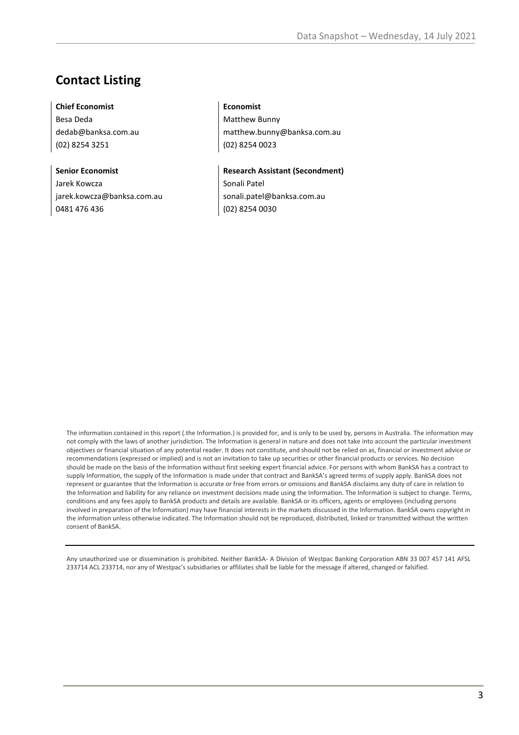## Contact Listing

**Chief Economist**
Besa Deda
dedab@banksa.com.au
(02) 8254 3251

**Senior Economist**
Jarek Kowcza
jarek.kowcza@banksa.com.au
0481 476 436

**Economist**
Matthew Bunny
matthew.bunny@banksa.com.au
(02) 8254 0023

**Research Assistant (Secondment)**
Sonali Patel
sonali.patel@banksa.com.au
(02) 8254 0030

The information contained in this report (.the Information.) is provided for, and is only to be used by, persons in Australia. The information may not comply with the laws of another jurisdiction. The Information is general in nature and does not take into account the particular investment objectives or financial situation of any potential reader. It does not constitute, and should not be relied on as, financial or investment advice or recommendations (expressed or implied) and is not an invitation to take up securities or other financial products or services. No decision should be made on the basis of the Information without first seeking expert financial advice. For persons with whom BankSA has a contract to supply Information, the supply of the Information is made under that contract and BankSA's agreed terms of supply apply. BankSA does not represent or guarantee that the Information is accurate or free from errors or omissions and BankSA disclaims any duty of care in relation to the Information and liability for any reliance on investment decisions made using the Information. The Information is subject to change. Terms, conditions and any fees apply to BankSA products and details are available. BankSA or its officers, agents or employees (including persons involved in preparation of the Information) may have financial interests in the markets discussed in the Information. BankSA owns copyright in the information unless otherwise indicated. The Information should not be reproduced, distributed, linked or transmitted without the written consent of BankSA.

---

Any unauthorized use or dissemination is prohibited. Neither BankSA- A Division of Westpac Banking Corporation ABN 33 007 457 141 AFSL 233714 ACL 233714, nor any of Westpac's subsidiaries or affiliates shall be liable for the message if altered, changed or falsified.